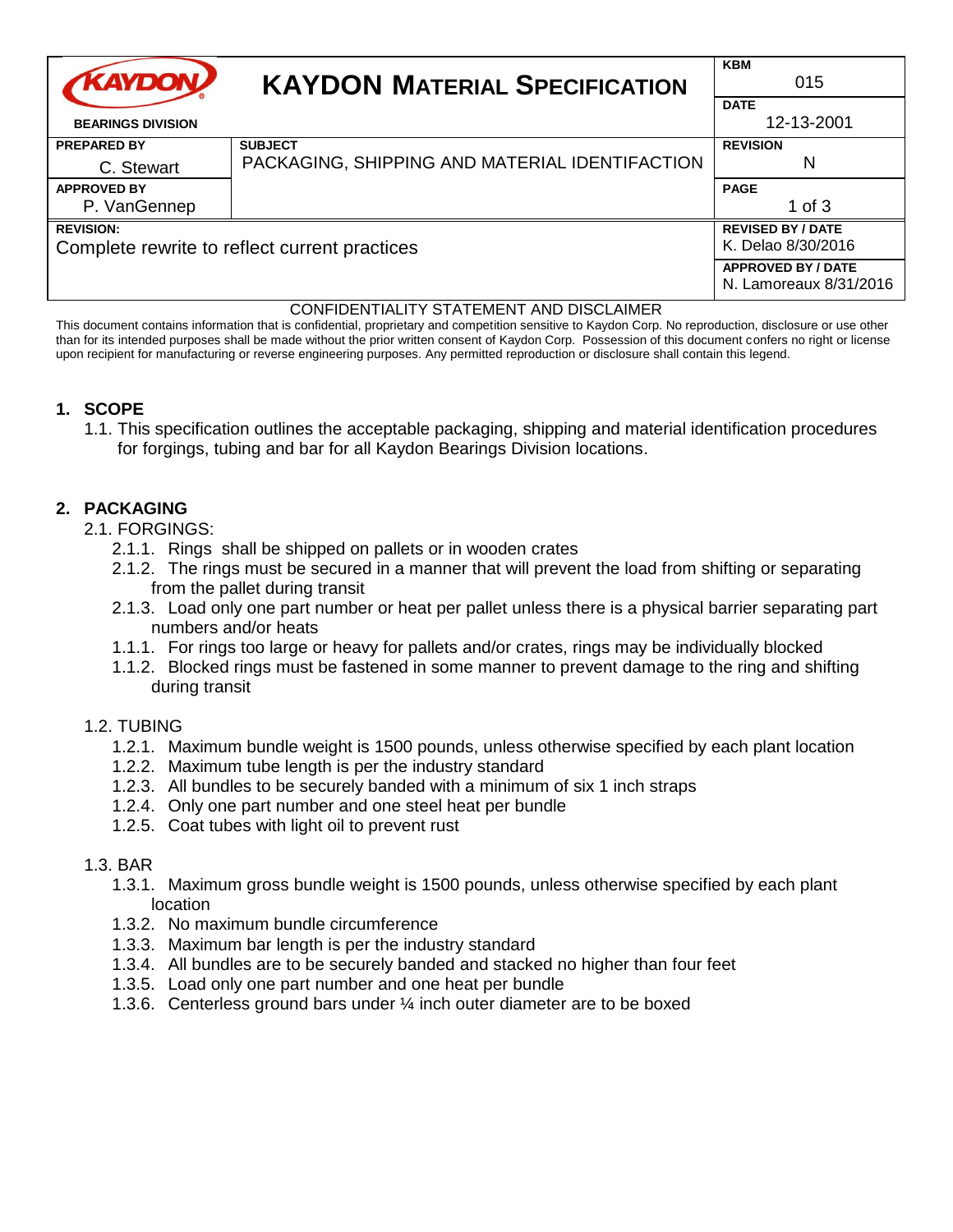| KAYDON | KAYDON MATERIAL SPECIFICATION | KBM 015 |
|---|---|---|
| BEARINGS DIVISION | | DATE 12-13-2001 |
| PREPARED BY C. Stewart | SUBJECT PACKAGING, SHIPPING AND MATERIAL IDENTIFACTION | REVISION N |
| APPROVED BY P. VanGennep | | PAGE 1 of 3 |
| REVISION: Complete rewrite to reflect current practices | | REVISED BY / DATE K. Delao 8/30/2016 |
| | | APPROVED BY / DATE N. Lamoreaux 8/31/2016 |

CONFIDENTIALITY STATEMENT AND DISCLAIMER

This document contains information that is confidential, proprietary and competition sensitive to Kaydon Corp. No reproduction, disclosure or use other than for its intended purposes shall be made without the prior written consent of Kaydon Corp. Possession of this document confers no right or license upon recipient for manufacturing or reverse engineering purposes. Any permitted reproduction or disclosure shall contain this legend.

## 1. SCOPE

1.1. This specification outlines the acceptable packaging, shipping and material identification procedures for forgings, tubing and bar for all Kaydon Bearings Division locations.

## 2. PACKAGING

2.1. FORGINGS:

- 2.1.1. Rings shall be shipped on pallets or in wooden crates
- 2.1.2. The rings must be secured in a manner that will prevent the load from shifting or separating from the pallet during transit
- 2.1.3. Load only one part number or heat per pallet unless there is a physical barrier separating part numbers and/or heats
- 1.1.1. For rings too large or heavy for pallets and/or crates, rings may be individually blocked
- 1.1.2. Blocked rings must be fastened in some manner to prevent damage to the ring and shifting during transit

1.2. TUBING

- 1.2.1. Maximum bundle weight is 1500 pounds, unless otherwise specified by each plant location
- 1.2.2. Maximum tube length is per the industry standard
- 1.2.3. All bundles to be securely banded with a minimum of six 1 inch straps
- 1.2.4. Only one part number and one steel heat per bundle
- 1.2.5. Coat tubes with light oil to prevent rust

1.3. BAR

- 1.3.1. Maximum gross bundle weight is 1500 pounds, unless otherwise specified by each plant location
- 1.3.2. No maximum bundle circumference
- 1.3.3. Maximum bar length is per the industry standard
- 1.3.4. All bundles are to be securely banded and stacked no higher than four feet
- 1.3.5. Load only one part number and one heat per bundle
- 1.3.6. Centerless ground bars under ¼ inch outer diameter are to be boxed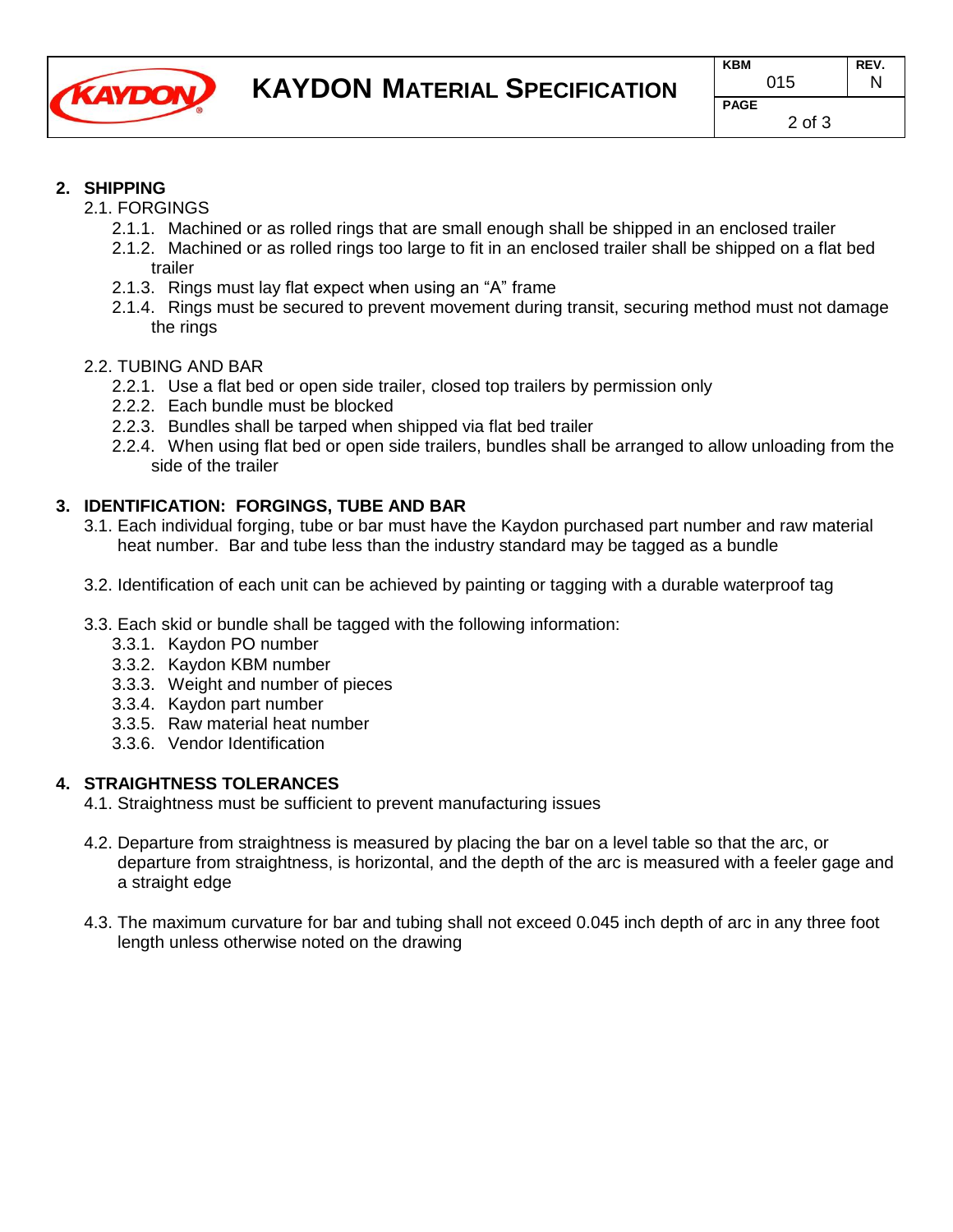## 2. SHIPPING

2.1. FORGINGS

- 2.1.1. Machined or as rolled rings that are small enough shall be shipped in an enclosed trailer
- 2.1.2. Machined or as rolled rings too large to fit in an enclosed trailer shall be shipped on a flat bed trailer
- 2.1.3. Rings must lay flat expect when using an "A" frame
- 2.1.4. Rings must be secured to prevent movement during transit, securing method must not damage the rings

2.2. TUBING AND BAR

- 2.2.1. Use a flat bed or open side trailer, closed top trailers by permission only
- 2.2.2. Each bundle must be blocked
- 2.2.3. Bundles shall be tarped when shipped via flat bed trailer
- 2.2.4. When using flat bed or open side trailers, bundles shall be arranged to allow unloading from the side of the trailer

## 3. IDENTIFICATION: FORGINGS, TUBE AND BAR

3.1. Each individual forging, tube or bar must have the Kaydon purchased part number and raw material heat number. Bar and tube less than the industry standard may be tagged as a bundle

3.2. Identification of each unit can be achieved by painting or tagging with a durable waterproof tag

3.3. Each skid or bundle shall be tagged with the following information:

- 3.3.1. Kaydon PO number
- 3.3.2. Kaydon KBM number
- 3.3.3. Weight and number of pieces
- 3.3.4. Kaydon part number
- 3.3.5. Raw material heat number
- 3.3.6. Vendor Identification

## 4. STRAIGHTNESS TOLERANCES

4.1. Straightness must be sufficient to prevent manufacturing issues

4.2. Departure from straightness is measured by placing the bar on a level table so that the arc, or departure from straightness, is horizontal, and the depth of the arc is measured with a feeler gage and a straight edge

4.3. The maximum curvature for bar and tubing shall not exceed 0.045 inch depth of arc in any three foot length unless otherwise noted on the drawing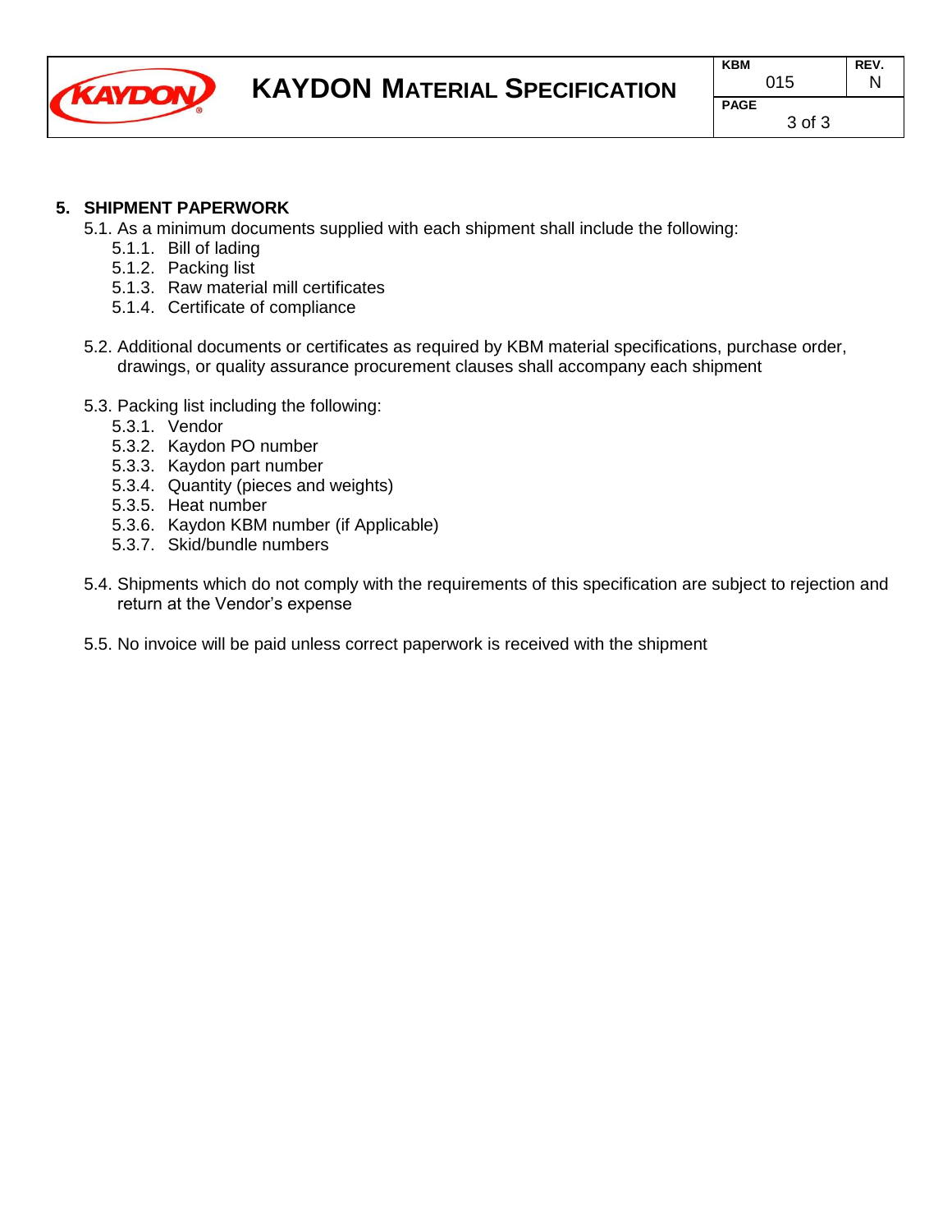## 5. SHIPMENT PAPERWORK

5.1. As a minimum documents supplied with each shipment shall include the following:

- 5.1.1. Bill of lading
- 5.1.2. Packing list
- 5.1.3. Raw material mill certificates
- 5.1.4. Certificate of compliance

5.2. Additional documents or certificates as required by KBM material specifications, purchase order, drawings, or quality assurance procurement clauses shall accompany each shipment

5.3. Packing list including the following:

- 5.3.1. Vendor
- 5.3.2. Kaydon PO number
- 5.3.3. Kaydon part number
- 5.3.4. Quantity (pieces and weights)
- 5.3.5. Heat number
- 5.3.6. Kaydon KBM number (if Applicable)
- 5.3.7. Skid/bundle numbers

5.4. Shipments which do not comply with the requirements of this specification are subject to rejection and return at the Vendor's expense

5.5. No invoice will be paid unless correct paperwork is received with the shipment